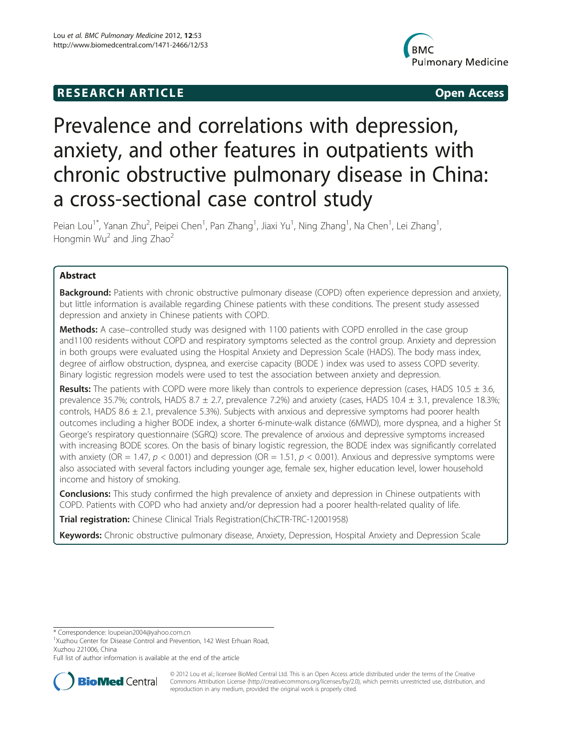RESEARCH ARTICLE Open Access

# Prevalence and correlations with depression, anxiety, and other features in outpatients with chronic obstructive pulmonary disease in China: a cross-sectional case control study

Peian Lou[1*], Yanan Zhu[2], Peipei Chen[1], Pan Zhang[1], Jiaxi Yu[1], Ning Zhang[1], Na Chen[1], Lei Zhang[1], Hongmin Wu[2] and Jing Zhao[2]

## Abstract

**Background:** Patients with chronic obstructive pulmonary disease (COPD) often experience depression and anxiety, but little information is available regarding Chinese patients with these conditions. The present study assessed depression and anxiety in Chinese patients with COPD.

**Methods:** A case–controlled study was designed with 1100 patients with COPD enrolled in the case group and1100 residents without COPD and respiratory symptoms selected as the control group. Anxiety and depression in both groups were evaluated using the Hospital Anxiety and Depression Scale (HADS). The body mass index, degree of airflow obstruction, dyspnea, and exercise capacity (BODE ) index was used to assess COPD severity. Binary logistic regression models were used to test the association between anxiety and depression.

**Results:** The patients with COPD were more likely than controls to experience depression (cases, HADS 10.5 ± 3.6, prevalence 35.7%; controls, HADS 8.7 ± 2.7, prevalence 7.2%) and anxiety (cases, HADS 10.4 ± 3.1, prevalence 18.3%; controls, HADS 8.6 ± 2.1, prevalence 5.3%). Subjects with anxious and depressive symptoms had poorer health outcomes including a higher BODE index, a shorter 6-minute-walk distance (6MWD), more dyspnea, and a higher St George's respiratory questionnaire (SGRQ) score. The prevalence of anxious and depressive symptoms increased with increasing BODE scores. On the basis of binary logistic regression, the BODE index was significantly correlated with anxiety (OR = 1.47, $p < 0.001$) and depression (OR = 1.51, $p < 0.001$). Anxious and depressive symptoms were also associated with several factors including younger age, female sex, higher education level, lower household income and history of smoking.

**Conclusions:** This study confirmed the high prevalence of anxiety and depression in Chinese outpatients with COPD. Patients with COPD who had anxiety and/or depression had a poorer health-related quality of life.

**Trial registration:** Chinese Clinical Trials Registration(ChiCTR-TRC-12001958)

**Keywords:** Chronic obstructive pulmonary disease, Anxiety, Depression, Hospital Anxiety and Depression Scale

---

\* Correspondence: loupeian2004@yahoo.com.cn

[1]Xuzhou Center for Disease Control and Prevention, 142 West Erhuan Road, Xuzhou 221006, China

Full list of author information is available at the end of the article

© 2012 Lou et al.; licensee BioMed Central Ltd. This is an Open Access article distributed under the terms of the Creative Commons Attribution License (http://creativecommons.org/licenses/by/2.0), which permits unrestricted use, distribution, and reproduction in any medium, provided the original work is properly cited.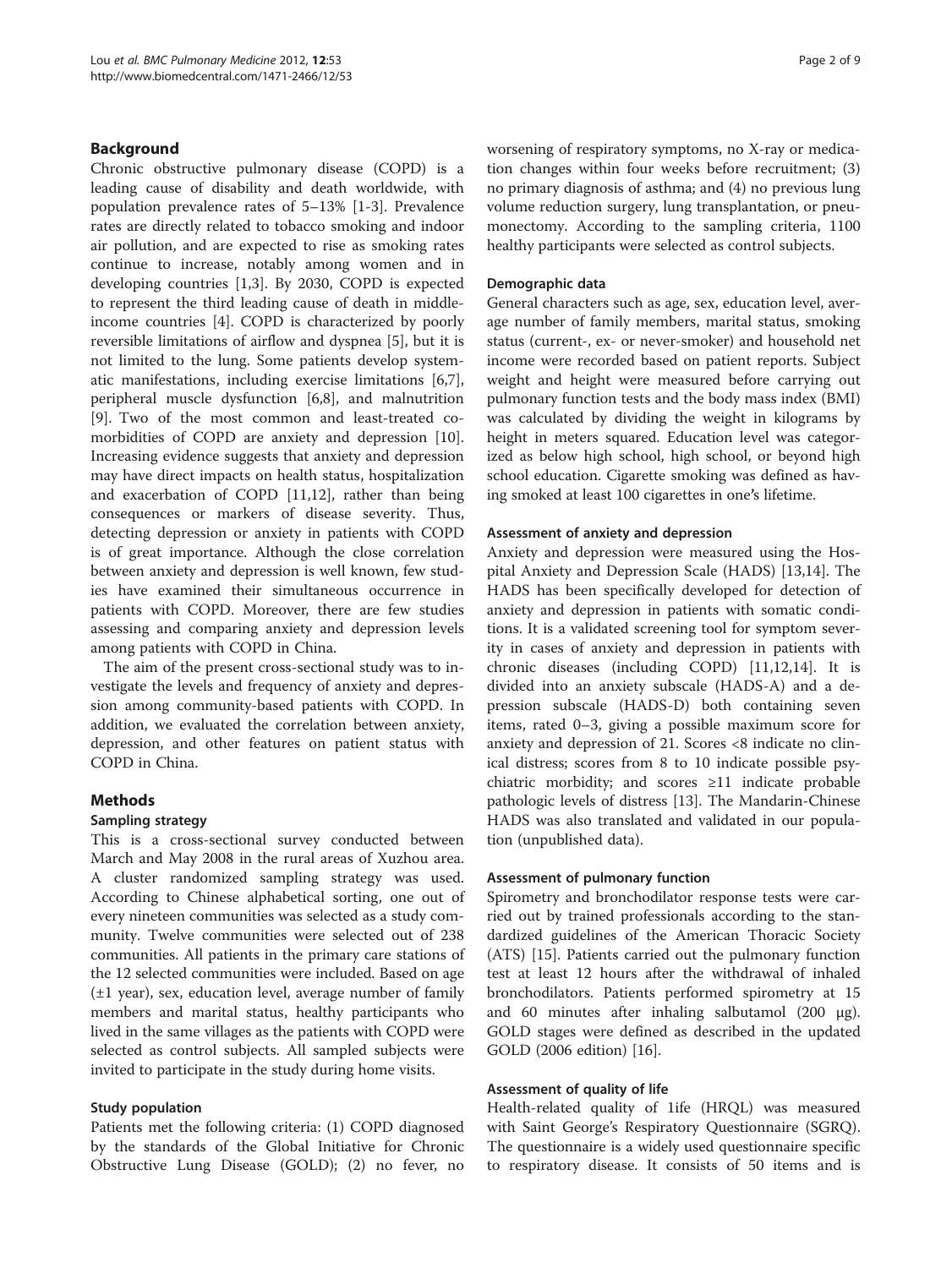## Background

Chronic obstructive pulmonary disease (COPD) is a leading cause of disability and death worldwide, with population prevalence rates of 5–13% [1-3]. Prevalence rates are directly related to tobacco smoking and indoor air pollution, and are expected to rise as smoking rates continue to increase, notably among women and in developing countries [1,3]. By 2030, COPD is expected to represent the third leading cause of death in middle-income countries [4]. COPD is characterized by poorly reversible limitations of airflow and dyspnea [5], but it is not limited to the lung. Some patients develop systematic manifestations, including exercise limitations [6,7], peripheral muscle dysfunction [6,8], and malnutrition [9]. Two of the most common and least-treated co-morbidities of COPD are anxiety and depression [10]. Increasing evidence suggests that anxiety and depression may have direct impacts on health status, hospitalization and exacerbation of COPD [11,12], rather than being consequences or markers of disease severity. Thus, detecting depression or anxiety in patients with COPD is of great importance. Although the close correlation between anxiety and depression is well known, few studies have examined their simultaneous occurrence in patients with COPD. Moreover, there are few studies assessing and comparing anxiety and depression levels among patients with COPD in China.

The aim of the present cross-sectional study was to investigate the levels and frequency of anxiety and depression among community-based patients with COPD. In addition, we evaluated the correlation between anxiety, depression, and other features on patient status with COPD in China.

## Methods

### Sampling strategy

This is a cross-sectional survey conducted between March and May 2008 in the rural areas of Xuzhou area. A cluster randomized sampling strategy was used. According to Chinese alphabetical sorting, one out of every nineteen communities was selected as a study community. Twelve communities were selected out of 238 communities. All patients in the primary care stations of the 12 selected communities were included. Based on age (±1 year), sex, education level, average number of family members and marital status, healthy participants who lived in the same villages as the patients with COPD were selected as control subjects. All sampled subjects were invited to participate in the study during home visits.

### Study population

Patients met the following criteria: (1) COPD diagnosed by the standards of the Global Initiative for Chronic Obstructive Lung Disease (GOLD); (2) no fever, no worsening of respiratory symptoms, no X-ray or medication changes within four weeks before recruitment; (3) no primary diagnosis of asthma; and (4) no previous lung volume reduction surgery, lung transplantation, or pneumonectomy. According to the sampling criteria, 1100 healthy participants were selected as control subjects.

### Demographic data

General characters such as age, sex, education level, average number of family members, marital status, smoking status (current-, ex- or never-smoker) and household net income were recorded based on patient reports. Subject weight and height were measured before carrying out pulmonary function tests and the body mass index (BMI) was calculated by dividing the weight in kilograms by height in meters squared. Education level was categorized as below high school, high school, or beyond high school education. Cigarette smoking was defined as having smoked at least 100 cigarettes in one's lifetime.

### Assessment of anxiety and depression

Anxiety and depression were measured using the Hospital Anxiety and Depression Scale (HADS) [13,14]. The HADS has been specifically developed for detection of anxiety and depression in patients with somatic conditions. It is a validated screening tool for symptom severity in cases of anxiety and depression in patients with chronic diseases (including COPD) [11,12,14]. It is divided into an anxiety subscale (HADS-A) and a depression subscale (HADS-D) both containing seven items, rated 0–3, giving a possible maximum score for anxiety and depression of 21. Scores <8 indicate no clinical distress; scores from 8 to 10 indicate possible psychiatric morbidity; and scores ≥11 indicate probable pathologic levels of distress [13]. The Mandarin-Chinese HADS was also translated and validated in our population (unpublished data).

### Assessment of pulmonary function

Spirometry and bronchodilator response tests were carried out by trained professionals according to the standardized guidelines of the American Thoracic Society (ATS) [15]. Patients carried out the pulmonary function test at least 12 hours after the withdrawal of inhaled bronchodilators. Patients performed spirometry at 15 and 60 minutes after inhaling salbutamol (200 μg). GOLD stages were defined as described in the updated GOLD (2006 edition) [16].

### Assessment of quality of life

Health-related quality of 1ife (HRQL) was measured with Saint George's Respiratory Questionnaire (SGRQ). The questionnaire is a widely used questionnaire specific to respiratory disease. It consists of 50 items and is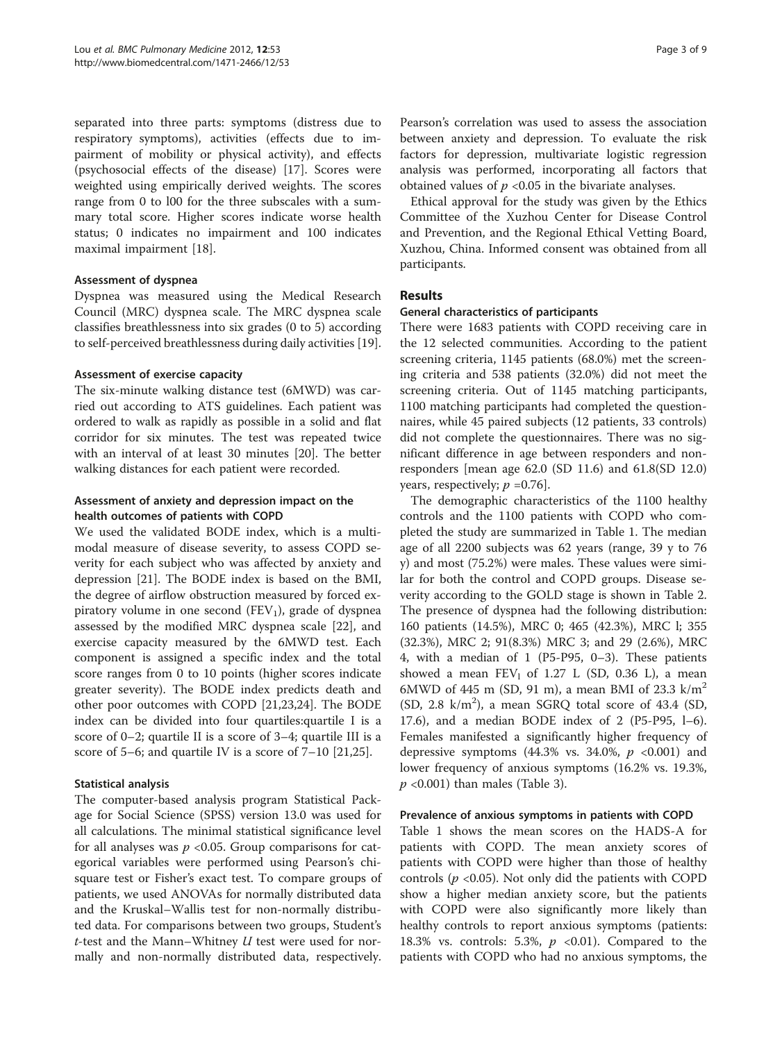separated into three parts: symptoms (distress due to respiratory symptoms), activities (effects due to impairment of mobility or physical activity), and effects (psychosocial effects of the disease) [17]. Scores were weighted using empirically derived weights. The scores range from 0 to l00 for the three subscales with a summary total score. Higher scores indicate worse health status; 0 indicates no impairment and 100 indicates maximal impairment [18].

#### Assessment of dyspnea

Dyspnea was measured using the Medical Research Council (MRC) dyspnea scale. The MRC dyspnea scale classifies breathlessness into six grades (0 to 5) according to self-perceived breathlessness during daily activities [19].

#### Assessment of exercise capacity

The six-minute walking distance test (6MWD) was carried out according to ATS guidelines. Each patient was ordered to walk as rapidly as possible in a solid and flat corridor for six minutes. The test was repeated twice with an interval of at least 30 minutes [20]. The better walking distances for each patient were recorded.

#### Assessment of anxiety and depression impact on the health outcomes of patients with COPD

We used the validated BODE index, which is a multimodal measure of disease severity, to assess COPD severity for each subject who was affected by anxiety and depression [21]. The BODE index is based on the BMI, the degree of airflow obstruction measured by forced expiratory volume in one second ($FEV_1$), grade of dyspnea assessed by the modified MRC dyspnea scale [22], and exercise capacity measured by the 6MWD test. Each component is assigned a specific index and the total score ranges from 0 to 10 points (higher scores indicate greater severity). The BODE index predicts death and other poor outcomes with COPD [21,23,24]. The BODE index can be divided into four quartiles:quartile I is a score of 0–2; quartile II is a score of 3–4; quartile III is a score of 5–6; and quartile IV is a score of 7–10 [21,25].

#### Statistical analysis

The computer-based analysis program Statistical Package for Social Science (SPSS) version 13.0 was used for all calculations. The minimal statistical significance level for all analyses was $p < 0.05$. Group comparisons for categorical variables were performed using Pearson's chi-square test or Fisher's exact test. To compare groups of patients, we used ANOVAs for normally distributed data and the Kruskal–Wallis test for non-normally distributed data. For comparisons between two groups, Student's $t$-test and the Mann–Whitney $U$ test were used for normally and non-normally distributed data, respectively. Pearson's correlation was used to assess the association between anxiety and depression. To evaluate the risk factors for depression, multivariate logistic regression analysis was performed, incorporating all factors that obtained values of $p < 0.05$ in the bivariate analyses.

Ethical approval for the study was given by the Ethics Committee of the Xuzhou Center for Disease Control and Prevention, and the Regional Ethical Vetting Board, Xuzhou, China. Informed consent was obtained from all participants.

## Results

#### General characteristics of participants

There were 1683 patients with COPD receiving care in the 12 selected communities. According to the patient screening criteria, 1145 patients (68.0%) met the screening criteria and 538 patients (32.0%) did not meet the screening criteria. Out of 1145 matching participants, 1100 matching participants had completed the questionnaires, while 45 paired subjects (12 patients, 33 controls) did not complete the questionnaires. There was no significant difference in age between responders and non-responders [mean age 62.0 (SD 11.6) and 61.8(SD 12.0) years, respectively; $p = 0.76$].

The demographic characteristics of the 1100 healthy controls and the 1100 patients with COPD who completed the study are summarized in Table 1. The median age of all 2200 subjects was 62 years (range, 39 y to 76 y) and most (75.2%) were males. These values were similar for both the control and COPD groups. Disease severity according to the GOLD stage is shown in Table 2. The presence of dyspnea had the following distribution: 160 patients (14.5%), MRC 0; 465 (42.3%), MRC l; 355 (32.3%), MRC 2; 91(8.3%) MRC 3; and 29 (2.6%), MRC 4, with a median of 1 (P5-P95, 0–3). These patients showed a mean $FEV_1$ of 1.27 L (SD, 0.36 L), a mean 6MWD of 445 m (SD, 91 m), a mean BMI of 23.3 $k/m^2$ (SD, 2.8 $k/m^2$), a mean SGRQ total score of 43.4 (SD, 17.6), and a median BODE index of 2 (P5-P95, l–6). Females manifested a significantly higher frequency of depressive symptoms (44.3% vs. 34.0%, $p < 0.001$) and lower frequency of anxious symptoms (16.2% vs. 19.3%, $p < 0.001$) than males (Table 3).

#### Prevalence of anxious symptoms in patients with COPD

Table 1 shows the mean scores on the HADS-A for patients with COPD. The mean anxiety scores of patients with COPD were higher than those of healthy controls ($p < 0.05$). Not only did the patients with COPD show a higher median anxiety score, but the patients with COPD were also significantly more likely than healthy controls to report anxious symptoms (patients: 18.3% vs. controls: 5.3%, $p < 0.01$). Compared to the patients with COPD who had no anxious symptoms, the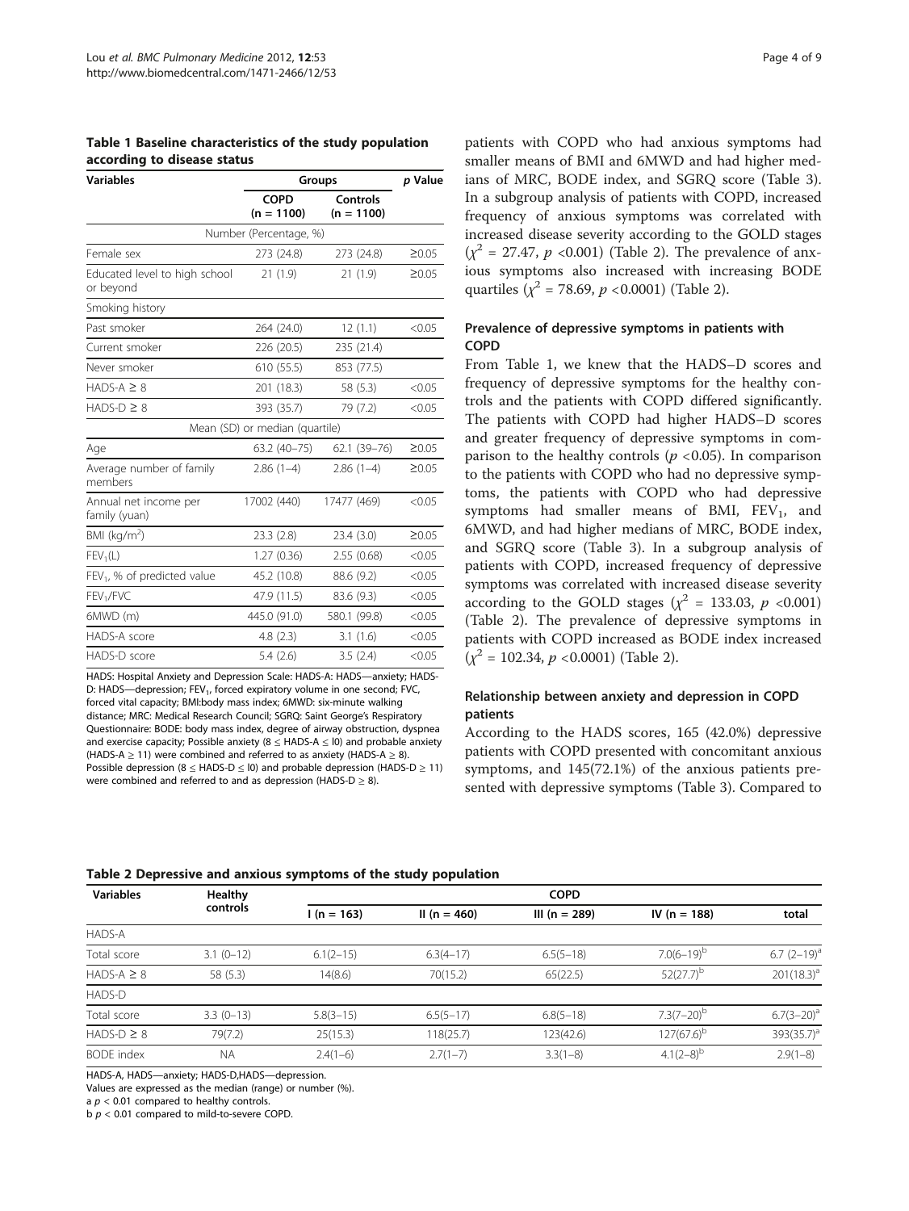**Table 1 Baseline characteristics of the study population according to disease status**

| Variables | Groups | | p Value |
|---|---|---|---|
| | COPD (n = 1100) | Controls (n = 1100) | |
| | Number (Percentage, %) | | |
| Female sex | 273 (24.8) | 273 (24.8) | ≥0.05 |
| Educated level to high school or beyond | 21 (1.9) | 21 (1.9) | ≥0.05 |
| Smoking history | | | |
| Past smoker | 264 (24.0) | 12 (1.1) | <0.05 |
| Current smoker | 226 (20.5) | 235 (21.4) | |
| Never smoker | 610 (55.5) | 853 (77.5) | |
| HADS-A ≥ 8 | 201 (18.3) | 58 (5.3) | <0.05 |
| HADS-D ≥ 8 | 393 (35.7) | 79 (7.2) | <0.05 |
| | Mean (SD) or median (quartile) | | |
| Age | 63.2 (40–75) | 62.1 (39–76) | ≥0.05 |
| Average number of family members | 2.86 (1–4) | 2.86 (1–4) | ≥0.05 |
| Annual net income per family (yuan) | 17002 (440) | 17477 (469) | <0.05 |
| BMI (kg/m$^2$) | 23.3 (2.8) | 23.4 (3.0) | ≥0.05 |
| $FEV_1$(L) | 1.27 (0.36) | 2.55 (0.68) | <0.05 |
| $FEV_1$, % of predicted value | 45.2 (10.8) | 88.6 (9.2) | <0.05 |
| $FEV_1$/FVC | 47.9 (11.5) | 83.6 (9.3) | <0.05 |
| 6MWD (m) | 445.0 (91.0) | 580.1 (99.8) | <0.05 |
| HADS-A score | 4.8 (2.3) | 3.1 (1.6) | <0.05 |
| HADS-D score | 5.4 (2.6) | 3.5 (2.4) | <0.05 |

HADS: Hospital Anxiety and Depression Scale: HADS-A: HADS—anxiety; HADS-D: HADS—depression; $FEV_1$, forced expiratory volume in one second; FVC, forced vital capacity; BMI:body mass index; 6MWD: six-minute walking distance; MRC: Medical Research Council; SGRQ: Saint George's Respiratory Questionnaire: BODE: body mass index, degree of airway obstruction, dyspnea and exercise capacity; Possible anxiety (8 ≤ HADS-A ≤ l0) and probable anxiety (HADS-A ≥ 11) were combined and referred to as anxiety (HADS-A ≥ 8). Possible depression (8 ≤ HADS-D ≤ l0) and probable depression (HADS-D ≥ 11) were combined and referred to and as depression (HADS-D ≥ 8).

patients with COPD who had anxious symptoms had smaller means of BMI and 6MWD and had higher medians of MRC, BODE index, and SGRQ score (Table 3). In a subgroup analysis of patients with COPD, increased frequency of anxious symptoms was correlated with increased disease severity according to the GOLD stages ($\chi^2$ = 27.47, $p$ <0.001) (Table 2). The prevalence of anxious symptoms also increased with increasing BODE quartiles ($\chi^2$ = 78.69, $p$ <0.0001) (Table 2).

## Prevalence of depressive symptoms in patients with COPD

From Table 1, we knew that the HADS–D scores and frequency of depressive symptoms for the healthy controls and the patients with COPD differed significantly. The patients with COPD had higher HADS–D scores and greater frequency of depressive symptoms in comparison to the healthy controls ($p$ <0.05). In comparison to the patients with COPD who had no depressive symptoms, the patients with COPD who had depressive symptoms had smaller means of BMI, $FEV_1$, and 6MWD, and had higher medians of MRC, BODE index, and SGRQ score (Table 3). In a subgroup analysis of patients with COPD, increased frequency of depressive symptoms was correlated with increased disease severity according to the GOLD stages ($\chi^2$ = 133.03, $p$ <0.001) (Table 2). The prevalence of depressive symptoms in patients with COPD increased as BODE index increased ($\chi^2$ = 102.34, $p$ <0.0001) (Table 2).

## Relationship between anxiety and depression in COPD patients

According to the HADS scores, 165 (42.0%) depressive patients with COPD presented with concomitant anxious symptoms, and 145(72.1%) of the anxious patients presented with depressive symptoms (Table 3). Compared to

**Table 2 Depressive and anxious symptoms of the study population**

| Variables | Healthy controls | COPD | | | | |
|---|---|---|---|---|---|---|
| | | I (n = 163) | II (n = 460) | III (n = 289) | IV (n = 188) | total |
| HADS-A | | | | | | |
| Total score | 3.1 (0–12) | 6.1(2–15) | 6.3(4–17) | 6.5(5–18) | 7.0(6–19)[b] | 6.7 (2–19)[a] |
| HADS-A ≥ 8 | 58 (5.3) | 14(8.6) | 70(15.2) | 65(22.5) | 52(27.7)[b] | 201(18.3)[a] |
| HADS-D | | | | | | |
| Total score | 3.3 (0–13) | 5.8(3–15) | 6.5(5–17) | 6.8(5–18) | 7.3(7–20)[b] | 6.7(3–20)[a] |
| HADS-D ≥ 8 | 79(7.2) | 25(15.3) | 118(25.7) | 123(42.6) | 127(67.6)[b] | 393(35.7)[a] |
| BODE index | NA | 2.4(1–6) | 2.7(1–7) | 3.3(1–8) | 4.1(2–8)[b] | 2.9(1–8) |

HADS-A, HADS—anxiety; HADS-D,HADS—depression.

Values are expressed as the median (range) or number (%).

a $p$ < 0.01 compared to healthy controls.

b $p$ < 0.01 compared to mild-to-severe COPD.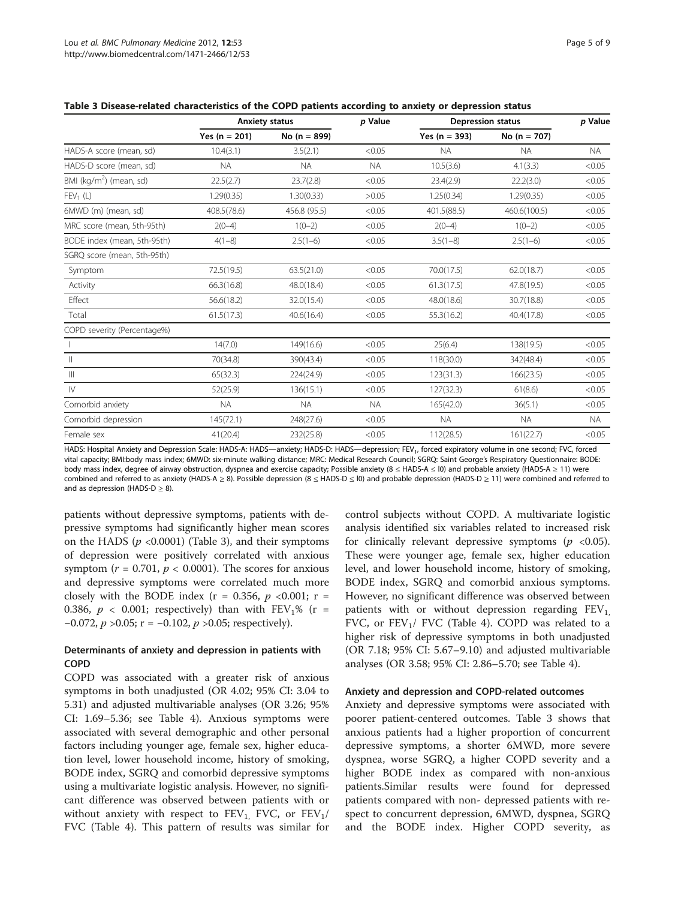**Table 3 Disease-related characteristics of the COPD patients according to anxiety or depression status**

| | Anxiety status | | p Value | Depression status | | p Value |
|---|---|---|---|---|---|---|
| | Yes (n = 201) | No (n = 899) | | Yes (n = 393) | No (n = 707) | |
| HADS-A score (mean, sd) | 10.4(3.1) | 3.5(2.1) | <0.05 | NA | NA | NA |
| HADS-D score (mean, sd) | NA | NA | NA | 10.5(3.6) | 4.1(3.3) | <0.05 |
| BMI (kg/m$^2$) (mean, sd) | 22.5(2.7) | 23.7(2.8) | <0.05 | 23.4(2.9) | 22.2(3.0) | <0.05 |
| $FEV_1$ (L) | 1.29(0.35) | 1.30(0.33) | >0.05 | 1.25(0.34) | 1.29(0.35) | <0.05 |
| 6MWD (m) (mean, sd) | 408.5(78.6) | 456.8 (95.5) | <0.05 | 401.5(88.5) | 460.6(100.5) | <0.05 |
| MRC score (mean, 5th-95th) | 2(0–4) | 1(0–2) | <0.05 | 2(0–4) | 1(0–2) | <0.05 |
| BODE index (mean, 5th-95th) | 4(1–8) | 2.5(1–6) | <0.05 | 3.5(1–8) | 2.5(1–6) | <0.05 |
| SGRQ score (mean, 5th-95th) | | | | | | |
| Symptom | 72.5(19.5) | 63.5(21.0) | <0.05 | 70.0(17.5) | 62.0(18.7) | <0.05 |
| Activity | 66.3(16.8) | 48.0(18.4) | <0.05 | 61.3(17.5) | 47.8(19.5) | <0.05 |
| Effect | 56.6(18.2) | 32.0(15.4) | <0.05 | 48.0(18.6) | 30.7(18.8) | <0.05 |
| Total | 61.5(17.3) | 40.6(16.4) | <0.05 | 55.3(16.2) | 40.4(17.8) | <0.05 |
| COPD severity (Percentage%) | | | | | | |
| I | 14(7.0) | 149(16.6) | <0.05 | 25(6.4) | 138(19.5) | <0.05 |
| II | 70(34.8) | 390(43.4) | <0.05 | 118(30.0) | 342(48.4) | <0.05 |
| III | 65(32.3) | 224(24.9) | <0.05 | 123(31.3) | 166(23.5) | <0.05 |
| IV | 52(25.9) | 136(15.1) | <0.05 | 127(32.3) | 61(8.6) | <0.05 |
| Comorbid anxiety | NA | NA | NA | 165(42.0) | 36(5.1) | <0.05 |
| Comorbid depression | 145(72.1) | 248(27.6) | <0.05 | NA | NA | NA |
| Female sex | 41(20.4) | 232(25.8) | <0.05 | 112(28.5) | 161(22.7) | <0.05 |

HADS: Hospital Anxiety and Depression Scale: HADS-A: HADS—anxiety; HADS-D: HADS—depression; $FEV_1$, forced expiratory volume in one second; FVC, forced vital capacity; BMI:body mass index; 6MWD: six-minute walking distance; MRC: Medical Research Council; SGRQ: Saint George's Respiratory Questionnaire: BODE: body mass index, degree of airway obstruction, dyspnea and exercise capacity; Possible anxiety (8 ≤ HADS-A ≤ l0) and probable anxiety (HADS-A ≥ 11) were combined and referred to as anxiety (HADS-A ≥ 8). Possible depression (8 ≤ HADS-D ≤ l0) and probable depression (HADS-D ≥ 11) were combined and referred to and as depression (HADS-D ≥ 8).

patients without depressive symptoms, patients with depressive symptoms had significantly higher mean scores on the HADS ($p$ <0.0001) (Table 3), and their symptoms of depression were positively correlated with anxious symptom ($r = 0.701$, $p < 0.0001$). The scores for anxious and depressive symptoms were correlated much more closely with the BODE index (r = 0.356, $p$ <0.001; r = 0.386, $p$ < 0.001; respectively) than with $FEV_1$% (r = −0.072, $p$ >0.05; r = −0.102, $p$ >0.05; respectively).

### Determinants of anxiety and depression in patients with COPD

COPD was associated with a greater risk of anxious symptoms in both unadjusted (OR 4.02; 95% CI: 3.04 to 5.31) and adjusted multivariable analyses (OR 3.26; 95% CI: 1.69–5.36; see Table 4). Anxious symptoms were associated with several demographic and other personal factors including younger age, female sex, higher education level, lower household income, history of smoking, BODE index, SGRQ and comorbid depressive symptoms using a multivariate logistic analysis. However, no significant difference was observed between patients with or without anxiety with respect to $FEV_1$, FVC, or $FEV_1$/FVC (Table 4). This pattern of results was similar for control subjects without COPD. A multivariate logistic analysis identified six variables related to increased risk for clinically relevant depressive symptoms ($p$ <0.05). These were younger age, female sex, higher education level, and lower household income, history of smoking, BODE index, SGRQ and comorbid anxious symptoms. However, no significant difference was observed between patients with or without depression regarding $FEV_1$, FVC, or $FEV_1$/ FVC (Table 4). COPD was related to a higher risk of depressive symptoms in both unadjusted (OR 7.18; 95% CI: 5.67–9.10) and adjusted multivariable analyses (OR 3.58; 95% CI: 2.86–5.70; see Table 4).

### Anxiety and depression and COPD-related outcomes

Anxiety and depressive symptoms were associated with poorer patient-centered outcomes. Table 3 shows that anxious patients had a higher proportion of concurrent depressive symptoms, a shorter 6MWD, more severe dyspnea, worse SGRQ, a higher COPD severity and a higher BODE index as compared with non-anxious patients.Similar results were found for depressed patients compared with non- depressed patients with respect to concurrent depression, 6MWD, dyspnea, SGRQ and the BODE index. Higher COPD severity, as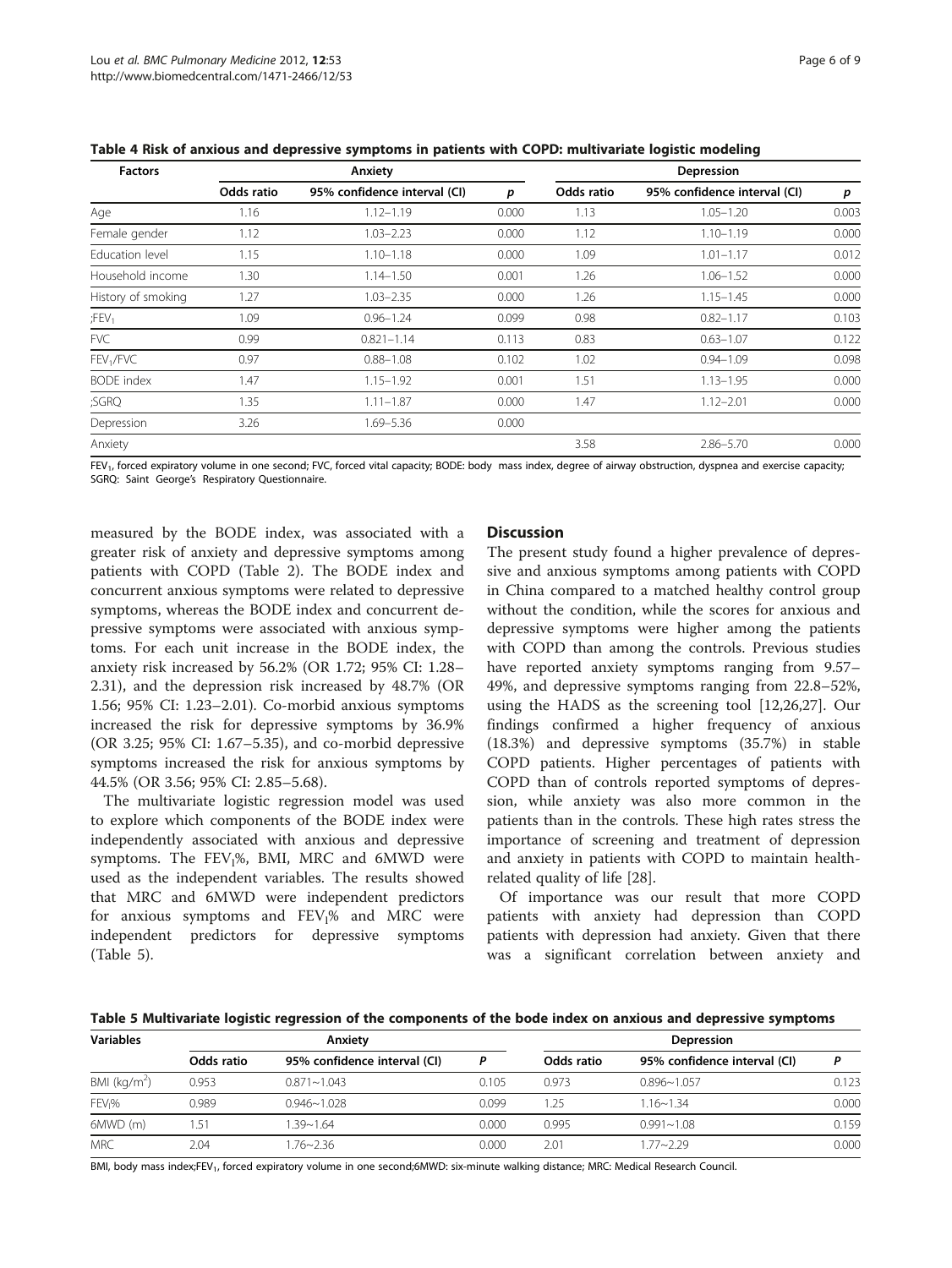**Table 4 Risk of anxious and depressive symptoms in patients with COPD: multivariate logistic modeling**

| Factors | Anxiety | | | Depression | | |
|---|---|---|---|---|---|---|
| | Odds ratio | 95% confidence interval (CI) | *p* | Odds ratio | 95% confidence interval (CI) | *p* |
| Age | 1.16 | 1.12–1.19 | 0.000 | 1.13 | 1.05–1.20 | 0.003 |
| Female gender | 1.12 | 1.03–2.23 | 0.000 | 1.12 | 1.10–1.19 | 0.000 |
| Education level | 1.15 | 1.10–1.18 | 0.000 | 1.09 | 1.01–1.17 | 0.012 |
| Household income | 1.30 | 1.14–1.50 | 0.001 | 1.26 | 1.06–1.52 | 0.000 |
| History of smoking | 1.27 | 1.03–2.35 | 0.000 | 1.26 | 1.15–1.45 | 0.000 |
| ;$FEV_1$ | 1.09 | 0.96–1.24 | 0.099 | 0.98 | 0.82–1.17 | 0.103 |
| FVC | 0.99 | 0.821–1.14 | 0.113 | 0.83 | 0.63–1.07 | 0.122 |
| $FEV_1$/FVC | 0.97 | 0.88–1.08 | 0.102 | 1.02 | 0.94–1.09 | 0.098 |
| BODE index | 1.47 | 1.15–1.92 | 0.001 | 1.51 | 1.13–1.95 | 0.000 |
| ;SGRQ | 1.35 | 1.11–1.87 | 0.000 | 1.47 | 1.12–2.01 | 0.000 |
| Depression | 3.26 | 1.69–5.36 | 0.000 | | | |
| Anxiety | | | | 3.58 | 2.86–5.70 | 0.000 |

$FEV_1$, forced expiratory volume in one second; FVC, forced vital capacity; BODE: body mass index, degree of airway obstruction, dyspnea and exercise capacity; SGRQ: Saint George's Respiratory Questionnaire.

measured by the BODE index, was associated with a greater risk of anxiety and depressive symptoms among patients with COPD (Table 2). The BODE index and concurrent anxious symptoms were related to depressive symptoms, whereas the BODE index and concurrent depressive symptoms were associated with anxious symptoms. For each unit increase in the BODE index, the anxiety risk increased by 56.2% (OR 1.72; 95% CI: 1.28–2.31), and the depression risk increased by 48.7% (OR 1.56; 95% CI: 1.23–2.01). Co-morbid anxious symptoms increased the risk for depressive symptoms by 36.9% (OR 3.25; 95% CI: 1.67–5.35), and co-morbid depressive symptoms increased the risk for anxious symptoms by 44.5% (OR 3.56; 95% CI: 2.85–5.68).

The multivariate logistic regression model was used to explore which components of the BODE index were independently associated with anxious and depressive symptoms. The $FEV_l$%, BMI, MRC and 6MWD were used as the independent variables. The results showed that MRC and 6MWD were independent predictors for anxious symptoms and $FEV_l$% and MRC were independent predictors for depressive symptoms (Table 5).

## Discussion

The present study found a higher prevalence of depressive and anxious symptoms among patients with COPD in China compared to a matched healthy control group without the condition, while the scores for anxious and depressive symptoms were higher among the patients with COPD than among the controls. Previous studies have reported anxiety symptoms ranging from 9.57–49%, and depressive symptoms ranging from 22.8–52%, using the HADS as the screening tool [12,26,27]. Our findings confirmed a higher frequency of anxious (18.3%) and depressive symptoms (35.7%) in stable COPD patients. Higher percentages of patients with COPD than of controls reported symptoms of depression, while anxiety was also more common in the patients than in the controls. These high rates stress the importance of screening and treatment of depression and anxiety in patients with COPD to maintain health-related quality of life [28].

Of importance was our result that more COPD patients with anxiety had depression than COPD patients with depression had anxiety. Given that there was a significant correlation between anxiety and

**Table 5 Multivariate logistic regression of the components of the bode index on anxious and depressive symptoms**

| Variables | Anxiety | | | Depression | | |
|---|---|---|---|---|---|---|
| | Odds ratio | 95% confidence interval (CI) | *P* | Odds ratio | 95% confidence interval (CI) | *P* |
| BMI ($kg/m^2$) | 0.953 | 0.871~1.043 | 0.105 | 0.973 | 0.896~1.057 | 0.123 |
| $FEV_l$% | 0.989 | 0.946~1.028 | 0.099 | 1.25 | 1.16~1.34 | 0.000 |
| 6MWD (m) | 1.51 | 1.39~1.64 | 0.000 | 0.995 | 0.991~1.08 | 0.159 |
| MRC | 2.04 | 1.76~2.36 | 0.000 | 2.01 | 1.77~2.29 | 0.000 |

BMI, body mass index;$FEV_1$, forced expiratory volume in one second;6MWD: six-minute walking distance; MRC: Medical Research Council.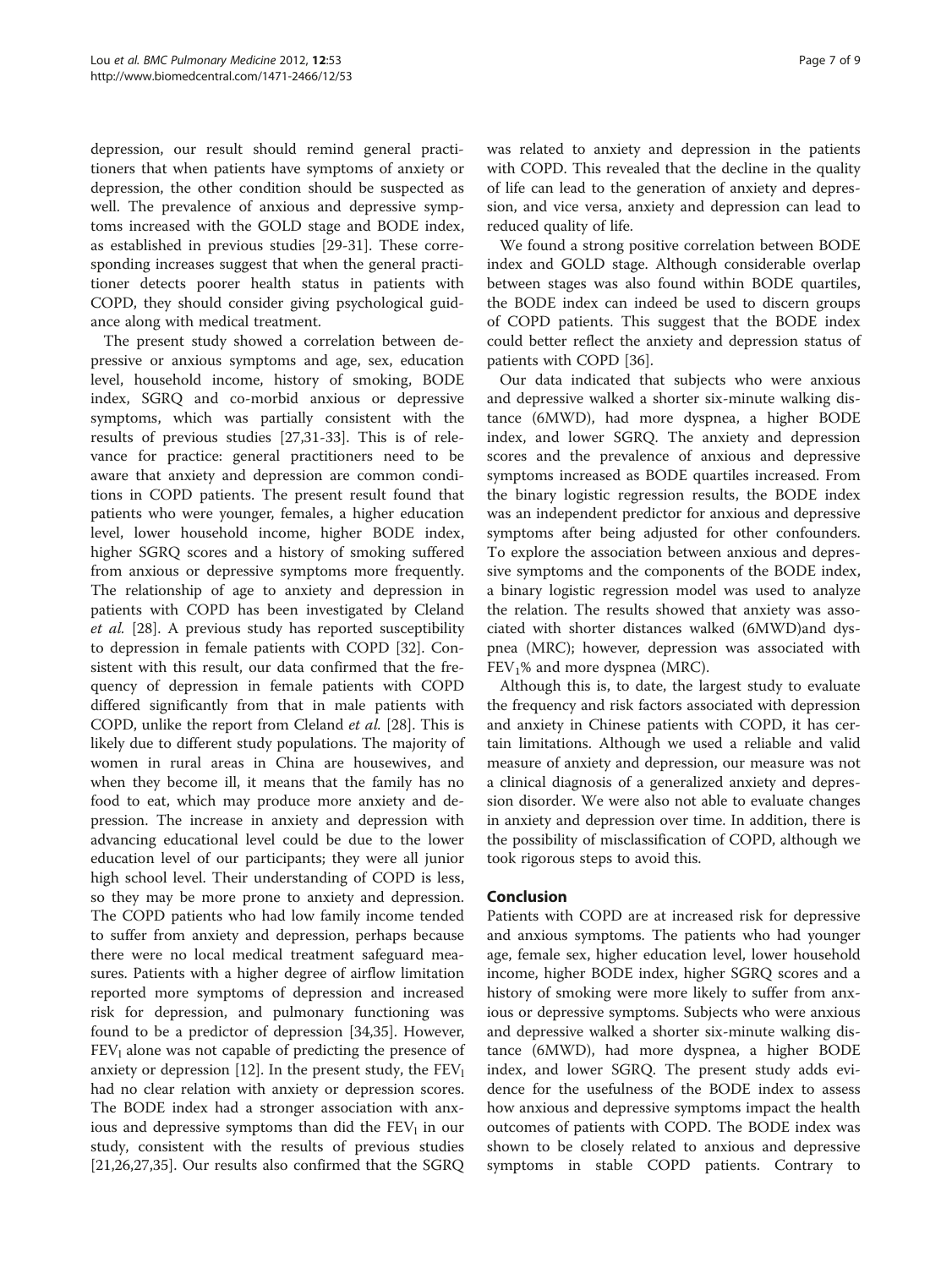depression, our result should remind general practitioners that when patients have symptoms of anxiety or depression, the other condition should be suspected as well. The prevalence of anxious and depressive symptoms increased with the GOLD stage and BODE index, as established in previous studies [29-31]. These corresponding increases suggest that when the general practitioner detects poorer health status in patients with COPD, they should consider giving psychological guidance along with medical treatment.

The present study showed a correlation between depressive or anxious symptoms and age, sex, education level, household income, history of smoking, BODE index, SGRQ and co-morbid anxious or depressive symptoms, which was partially consistent with the results of previous studies [27,31-33]. This is of relevance for practice: general practitioners need to be aware that anxiety and depression are common conditions in COPD patients. The present result found that patients who were younger, females, a higher education level, lower household income, higher BODE index, higher SGRQ scores and a history of smoking suffered from anxious or depressive symptoms more frequently. The relationship of age to anxiety and depression in patients with COPD has been investigated by Cleland *et al.* [28]. A previous study has reported susceptibility to depression in female patients with COPD [32]. Consistent with this result, our data confirmed that the frequency of depression in female patients with COPD differed significantly from that in male patients with COPD, unlike the report from Cleland *et al.* [28]. This is likely due to different study populations. The majority of women in rural areas in China are housewives, and when they become ill, it means that the family has no food to eat, which may produce more anxiety and depression. The increase in anxiety and depression with advancing educational level could be due to the lower education level of our participants; they were all junior high school level. Their understanding of COPD is less, so they may be more prone to anxiety and depression. The COPD patients who had low family income tended to suffer from anxiety and depression, perhaps because there were no local medical treatment safeguard measures. Patients with a higher degree of airflow limitation reported more symptoms of depression and increased risk for depression, and pulmonary functioning was found to be a predictor of depression [34,35]. However, $FEV_1$ alone was not capable of predicting the presence of anxiety or depression [12]. In the present study, the $FEV_1$ had no clear relation with anxiety or depression scores. The BODE index had a stronger association with anxious and depressive symptoms than did the $FEV_1$ in our study, consistent with the results of previous studies [21,26,27,35]. Our results also confirmed that the SGRQ was related to anxiety and depression in the patients with COPD. This revealed that the decline in the quality of life can lead to the generation of anxiety and depression, and vice versa, anxiety and depression can lead to reduced quality of life.

We found a strong positive correlation between BODE index and GOLD stage. Although considerable overlap between stages was also found within BODE quartiles, the BODE index can indeed be used to discern groups of COPD patients. This suggest that the BODE index could better reflect the anxiety and depression status of patients with COPD [36].

Our data indicated that subjects who were anxious and depressive walked a shorter six-minute walking distance (6MWD), had more dyspnea, a higher BODE index, and lower SGRQ. The anxiety and depression scores and the prevalence of anxious and depressive symptoms increased as BODE quartiles increased. From the binary logistic regression results, the BODE index was an independent predictor for anxious and depressive symptoms after being adjusted for other confounders. To explore the association between anxious and depressive symptoms and the components of the BODE index, a binary logistic regression model was used to analyze the relation. The results showed that anxiety was associated with shorter distances walked (6MWD)and dyspnea (MRC); however, depression was associated with $FEV_1$% and more dyspnea (MRC).

Although this is, to date, the largest study to evaluate the frequency and risk factors associated with depression and anxiety in Chinese patients with COPD, it has certain limitations. Although we used a reliable and valid measure of anxiety and depression, our measure was not a clinical diagnosis of a generalized anxiety and depression disorder. We were also not able to evaluate changes in anxiety and depression over time. In addition, there is the possibility of misclassification of COPD, although we took rigorous steps to avoid this.

## Conclusion

Patients with COPD are at increased risk for depressive and anxious symptoms. The patients who had younger age, female sex, higher education level, lower household income, higher BODE index, higher SGRQ scores and a history of smoking were more likely to suffer from anxious or depressive symptoms. Subjects who were anxious and depressive walked a shorter six-minute walking distance (6MWD), had more dyspnea, a higher BODE index, and lower SGRQ. The present study adds evidence for the usefulness of the BODE index to assess how anxious and depressive symptoms impact the health outcomes of patients with COPD. The BODE index was shown to be closely related to anxious and depressive symptoms in stable COPD patients. Contrary to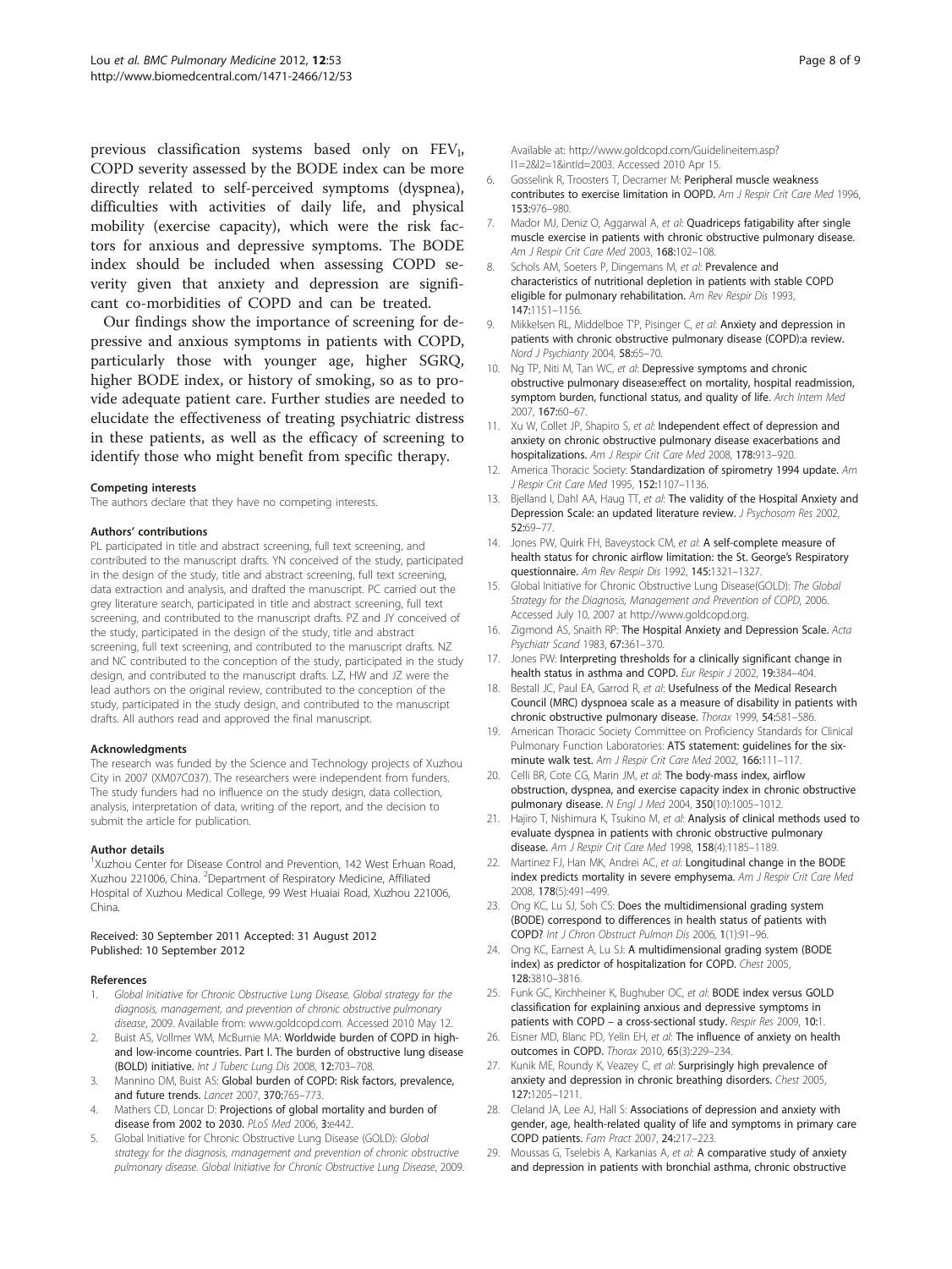previous classification systems based only on $FEV_1$, COPD severity assessed by the BODE index can be more directly related to self-perceived symptoms (dyspnea), difficulties with activities of daily life, and physical mobility (exercise capacity), which were the risk factors for anxious and depressive symptoms. The BODE index should be included when assessing COPD severity given that anxiety and depression are significant co-morbidities of COPD and can be treated.

Our findings show the importance of screening for depressive and anxious symptoms in patients with COPD, particularly those with younger age, higher SGRQ, higher BODE index, or history of smoking, so as to provide adequate patient care. Further studies are needed to elucidate the effectiveness of treating psychiatric distress in these patients, as well as the efficacy of screening to identify those who might benefit from specific therapy.

#### Competing interests

The authors declare that they have no competing interests.

#### Authors' contributions

PL participated in title and abstract screening, full text screening, and contributed to the manuscript drafts. YN conceived of the study, participated in the design of the study, title and abstract screening, full text screening, data extraction and analysis, and drafted the manuscript. PC carried out the grey literature search, participated in title and abstract screening, full text screening, and contributed to the manuscript drafts. PZ and JY conceived of the study, participated in the design of the study, title and abstract screening, full text screening, and contributed to the manuscript drafts. NZ and NC contributed to the conception of the study, participated in the study design, and contributed to the manuscript drafts. LZ, HW and JZ were the lead authors on the original review, contributed to the conception of the study, participated in the study design, and contributed to the manuscript drafts. All authors read and approved the final manuscript.

#### Acknowledgments

The research was funded by the Science and Technology projects of Xuzhou City in 2007 (XM07C037). The researchers were independent from funders. The study funders had no influence on the study design, data collection, analysis, interpretation of data, writing of the report, and the decision to submit the article for publication.

#### Author details

[1]Xuzhou Center for Disease Control and Prevention, 142 West Erhuan Road, Xuzhou 221006, China. [2]Department of Respiratory Medicine, Affiliated Hospital of Xuzhou Medical College, 99 West Huaiai Road, Xuzhou 221006, China.

Received: 30 September 2011 Accepted: 31 August 2012
Published: 10 September 2012

#### References

1. *Global Initiative for Chronic Obstructive Lung Disease. Global strategy for the diagnosis, management, and prevention of chronic obstructive pulmonary disease*, 2009. Available from: www.goldcopd.com. Accessed 2010 May 12.
2. Buist AS, Vollmer WM, McBurnie MA: **Worldwide burden of COPD in high- and low-income countries. Part I. The burden of obstructive lung disease (BOLD) initiative.** *Int J Tuberc Lung Dis* 2008, **12:**703–708.
3. Mannino DM, Buist AS: **Global burden of COPD: Risk factors, prevalence, and future trends.** *Lancet* 2007, **370:**765–773.
4. Mathers CD, Loncar D: **Projections of global mortality and burden of disease from 2002 to 2030.** *PLoS Med* 2006, **3:**e442.
5. Global Initiative for Chronic Obstructive Lung Disease (GOLD): *Global strategy for the diagnosis, management and prevention of chronic obstructive pulmonary disease. Global Initiative for Chronic Obstructive Lung Disease*, 2009. Available at: http://www.goldcopd.com/Guidelineitem.asp?l1=2&l2=1&intId=2003. Accessed 2010 Apr 15.
6. Gosselink R, Troosters T, Decramer M: **Peripheral muscle weakness contributes to exercise limitation in OOPD.** *Am J Respir Crit Care Med* 1996, **153:**976–980.
7. Mador MJ, Deniz O, Aggarwal A, *et al*: **Quadriceps fatigability after single muscle exercise in patients with chronic obstructive pulmonary disease.** *Am J Respir Crit Care Med* 2003, **168:**102–108.
8. Schols AM, Soeters P, Dingemans M, *et al*: **Prevalence and characteristics of nutritional depletion in patients with stable COPD eligible for pulmonary rehabilitation.** *Am Rev Respir Dis* 1993, **147:**1151–1156.
9. Mikkelsen RL, Middelboe T'P, Pisinger C, *et al*: **Anxiety and depression in patients with chronic obstructive pulmonary disease (COPD):a review.** *Nord J Psychianty* 2004, **58:**65–70.
10. Ng TP, Niti M, Tan WC, *et al*: **Depressive symptoms and chronic obstructive pulmonary disease:effect on mortality, hospital readmission, symptom burden, functional status, and quality of life.** *Arch Intem Med* 2007, **167:**60–67.
11. Xu W, Collet JP, Shapiro S, *et al*: **Independent effect of depression and anxiety on chronic obstructive pulmonary disease exacerbations and hospitalizations.** *Am J Respir Crit Care Med* 2008, **178:**913–920.
12. America Thoracic Society: **Standardization of spirometry 1994 update.** *Am J Respir Crit Care Med* 1995, **152:**1107–1136.
13. Bjelland I, Dahl AA, Haug TT, *et al*: **The validity of the Hospital Anxiety and Depression Scale: an updated literature review.** *J Psychosom Res* 2002, **52:**69–77.
14. Jones PW, Quirk FH, Baveystock CM, *et al*: **A self-complete measure of health status for chronic airflow limitation: the St. George's Respiratory questionnaire.** *Am Rev Respir Dis* 1992, **145:**1321–1327.
15. Global Initiative for Chronic Obstructive Lung Disease(GOLD): *The Global Strategy for the Diagnosis, Management and Prevention of COPD*, 2006. Accessed July 10, 2007 at http://www.goldcopd.org.
16. Zigmond AS, Snaith RP: **The Hospital Anxiety and Depression Scale.** *Acta Psychiatr Scand* 1983, **67:**361–370.
17. Jones PW: **Interpreting thresholds for a clinically significant change in health status in asthma and COPD.** *Eur Respir J* 2002, **19:**384–404.
18. Bestall JC, Paul EA, Garrod R, *et al*: **Usefulness of the Medical Research Council (MRC) dyspnoea scale as a measure of disability in patients with chronic obstructive pulmonary disease.** *Thorax* 1999, **54:**581–586.
19. American Thoracic Society Committee on Proficiency Standards for Clinical Pulmonary Function Laboratories: **ATS statement: guidelines for the six-minute walk test.** *Am J Respir Crit Care Med* 2002, **166:**111–117.
20. Celli BR, Cote CG, Marin JM, *et al*: **The body-mass index, airflow obstruction, dyspnea, and exercise capacity index in chronic obstructive pulmonary disease.** *N Engl J Med* 2004, **350**(10):1005–1012.
21. Hajiro T, Nishimura K, Tsukino M, *et al*: **Analysis of clinical methods used to evaluate dyspnea in patients with chronic obstructive pulmonary disease.** *Am J Respir Crit Care Med* 1998, **158**(4):1185–1189.
22. Martinez FJ, Han MK, Andrei AC, *et al*: **Longitudinal change in the BODE index predicts mortality in severe emphysema.** *Am J Respir Crit Care Med* 2008, **178**(5):491–499.
23. Ong KC, Lu SJ, Soh CS: **Does the multidimensional grading system (BODE) correspond to differences in health status of patients with COPD?** *Int J Chron Obstruct Pulmon Dis* 2006, **1**(1):91–96.
24. Ong KC, Earnest A, Lu SJ: **A multidimensional grading system (BODE index) as predictor of hospitalization for COPD.** *Chest* 2005, **128:**3810–3816.
25. Funk GC, Kirchheiner K, Bughuber OC, *et al*: **BODE index versus GOLD classification for explaining anxious and depressive symptoms in patients with COPD – a cross-sectional study.** *Respir Res* 2009, **10:**1.
26. Eisner MD, Blanc PD, Yelin EH, *et al*: **The influence of anxiety on health outcomes in COPD.** *Thorax* 2010, **65**(3):229–234.
27. Kunik ME, Roundy K, Veazey C, *et al*: **Surprisingly high prevalence of anxiety and depression in chronic breathing disorders.** *Chest* 2005, **127:**1205–1211.
28. Cleland JA, Lee AJ, Hall S: **Associations of depression and anxiety with gender, age, health-related quality of life and symptoms in primary care COPD patients.** *Fam Pract* 2007, **24:**217–223.
29. Moussas G, Tselebis A, Karkanias A, *et al*: **A comparative study of anxiety and depression in patients with bronchial asthma, chronic obstructive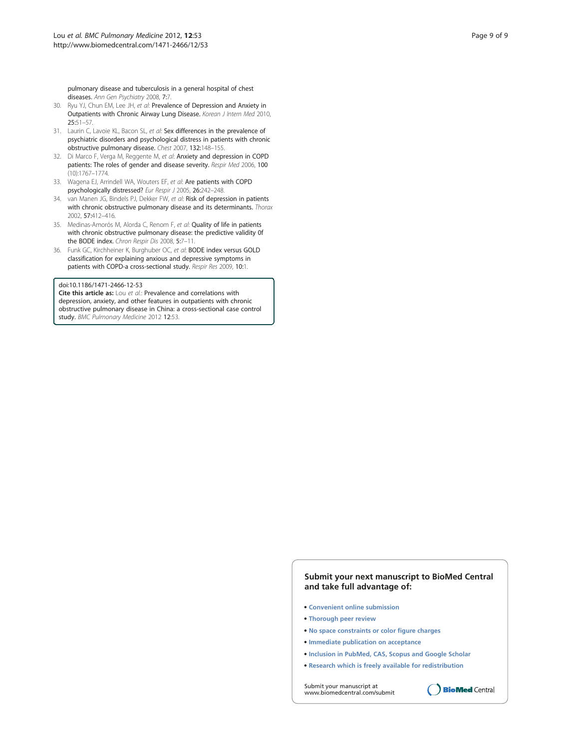pulmonary disease and tuberculosis in a general hospital of chest diseases. *Ann Gen Psychiatry* 2008, **7**:7.

30. Ryu YJ, Chun EM, Lee JH, *et al*: **Prevalence of Depression and Anxiety in Outpatients with Chronic Airway Lung Disease.** *Korean J Intern Med* 2010, **25**:51–57.
31. Laurin C, Lavoie KL, Bacon SL, *et al*: **Sex differences in the prevalence of psychiatric disorders and psychological distress in patients with chronic obstructive pulmonary disease.** *Chest* 2007, **132**:148–155.
32. Di Marco F, Verga M, Reggente M, *et al*: **Anxiety and depression in COPD patients: The roles of gender and disease severity.** *Respir Med* 2006, **100** (10):1767–1774.
33. Wagena EJ, Arrindell WA, Wouters EF, *et al*: **Are patients with COPD psychologically distressed?** *Eur Respir J* 2005, **26**:242–248.
34. van Manen JG, Bindels PJ, Dekker FW, *et al*: **Risk of depression in patients with chronic obstructive pulmonary disease and its determinants.** *Thorax* 2002, **57**:412–416.
35. Medinas-Amorós M, Alorda C, Renom F, *et al*: **Quality of life in patients with chronic obstructive pulmonary disease: the predictive validity 0f the BODE index.** *Chron Respir Dis* 2008, **5**:7–11.
36. Funk GC, Kirchheiner K, Burghuber OC, *et al*: **BODE index versus GOLD classification for explaining anxious and depressive symptoms in patients with COPD-a cross-sectional study.** *Respir Res* 2009, **10**:1.

doi:10.1186/1471-2466-12-53

**Cite this article as:** Lou *et al.*: Prevalence and correlations with depression, anxiety, and other features in outpatients with chronic obstructive pulmonary disease in China: a cross-sectional case control study. *BMC Pulmonary Medicine* 2012 **12**:53.

**Submit your next manuscript to BioMed Central and take full advantage of:**

- **Convenient online submission**
- **Thorough peer review**
- **No space constraints or color figure charges**
- **Immediate publication on acceptance**
- **Inclusion in PubMed, CAS, Scopus and Google Scholar**
- **Research which is freely available for redistribution**

Submit your manuscript at
www.biomedcentral.com/submit

BioMed Central